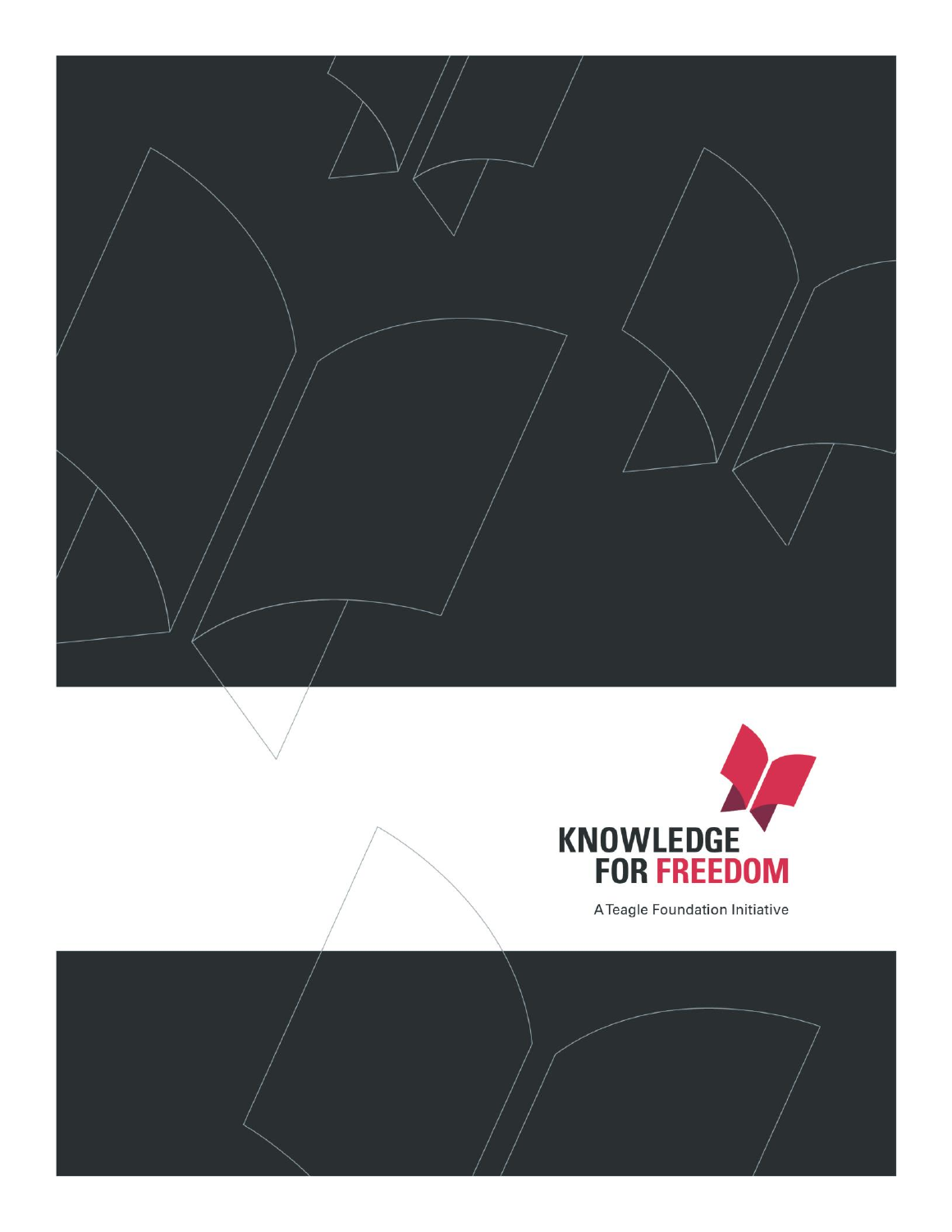# KNOWLEDGE FOR FREEDOM

A Teagle Foundation Initiative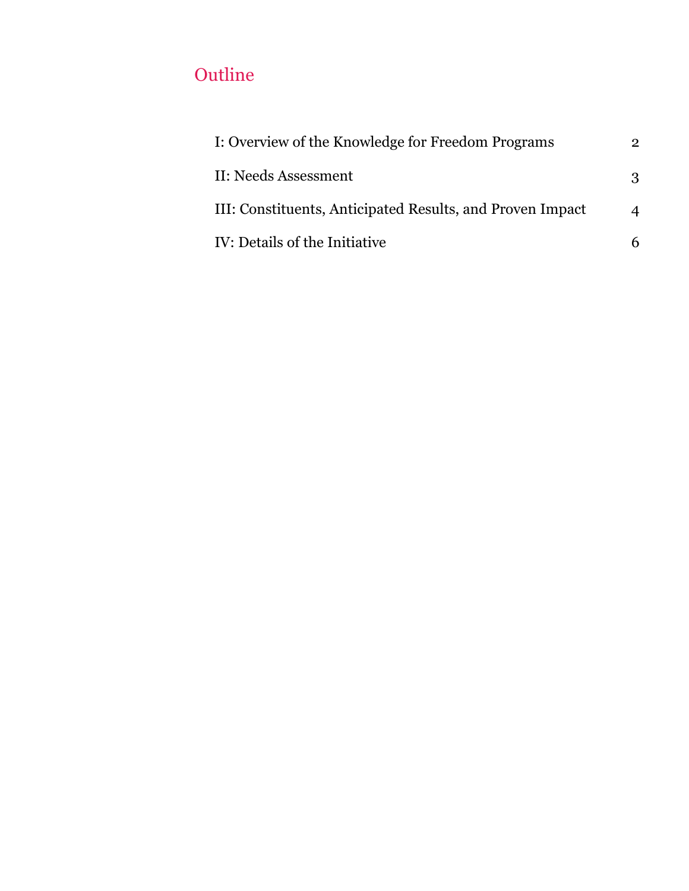# Outline

| | |
|---|---|
| I: Overview of the Knowledge for Freedom Programs | 2 |
| II: Needs Assessment | 3 |
| III: Constituents, Anticipated Results, and Proven Impact | 4 |
| IV: Details of the Initiative | 6 |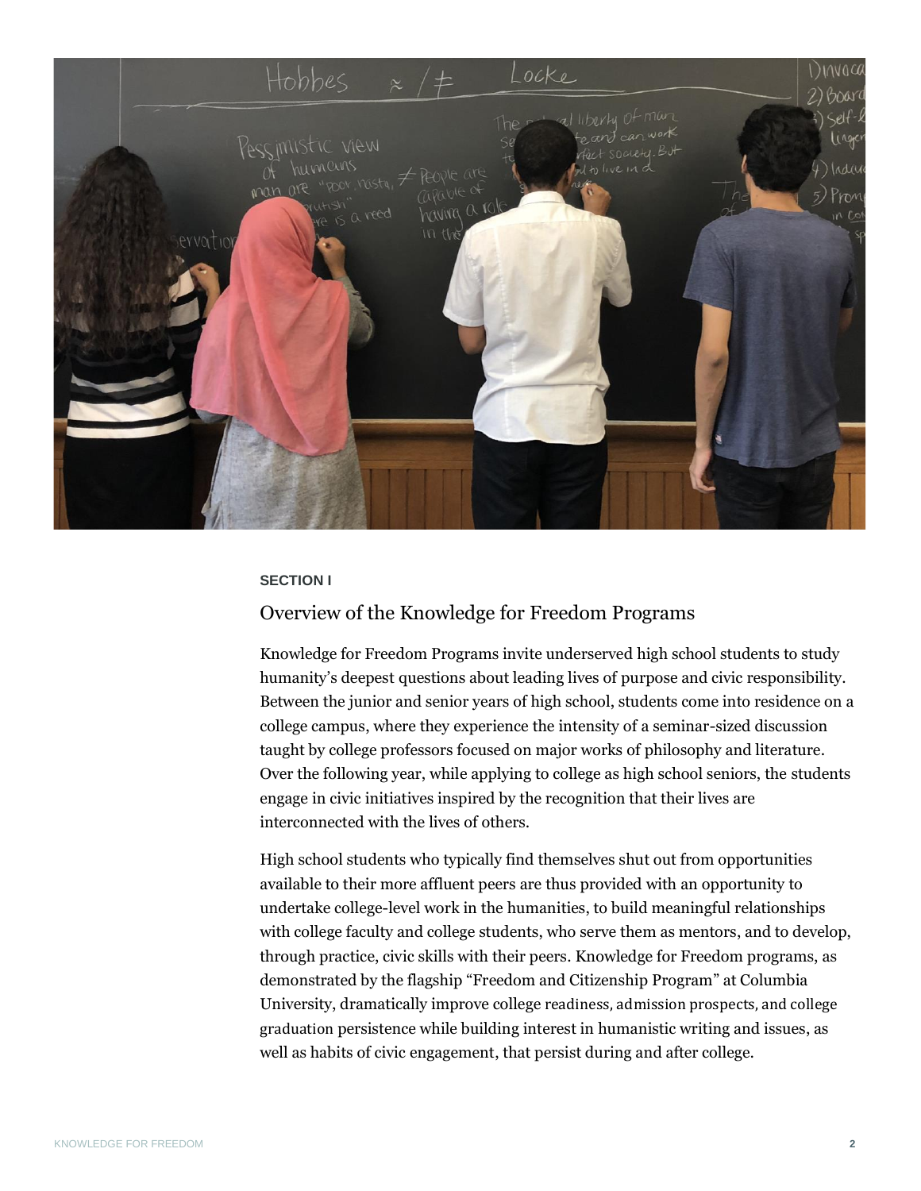**SECTION I**

## Overview of the Knowledge for Freedom Programs

Knowledge for Freedom Programs invite underserved high school students to study humanity's deepest questions about leading lives of purpose and civic responsibility. Between the junior and senior years of high school, students come into residence on a college campus, where they experience the intensity of a seminar-sized discussion taught by college professors focused on major works of philosophy and literature. Over the following year, while applying to college as high school seniors, the students engage in civic initiatives inspired by the recognition that their lives are interconnected with the lives of others.

High school students who typically find themselves shut out from opportunities available to their more affluent peers are thus provided with an opportunity to undertake college-level work in the humanities, to build meaningful relationships with college faculty and college students, who serve them as mentors, and to develop, through practice, civic skills with their peers. Knowledge for Freedom programs, as demonstrated by the flagship "Freedom and Citizenship Program" at Columbia University, dramatically improve college readiness, admission prospects, and college graduation persistence while building interest in humanistic writing and issues, as well as habits of civic engagement, that persist during and after college.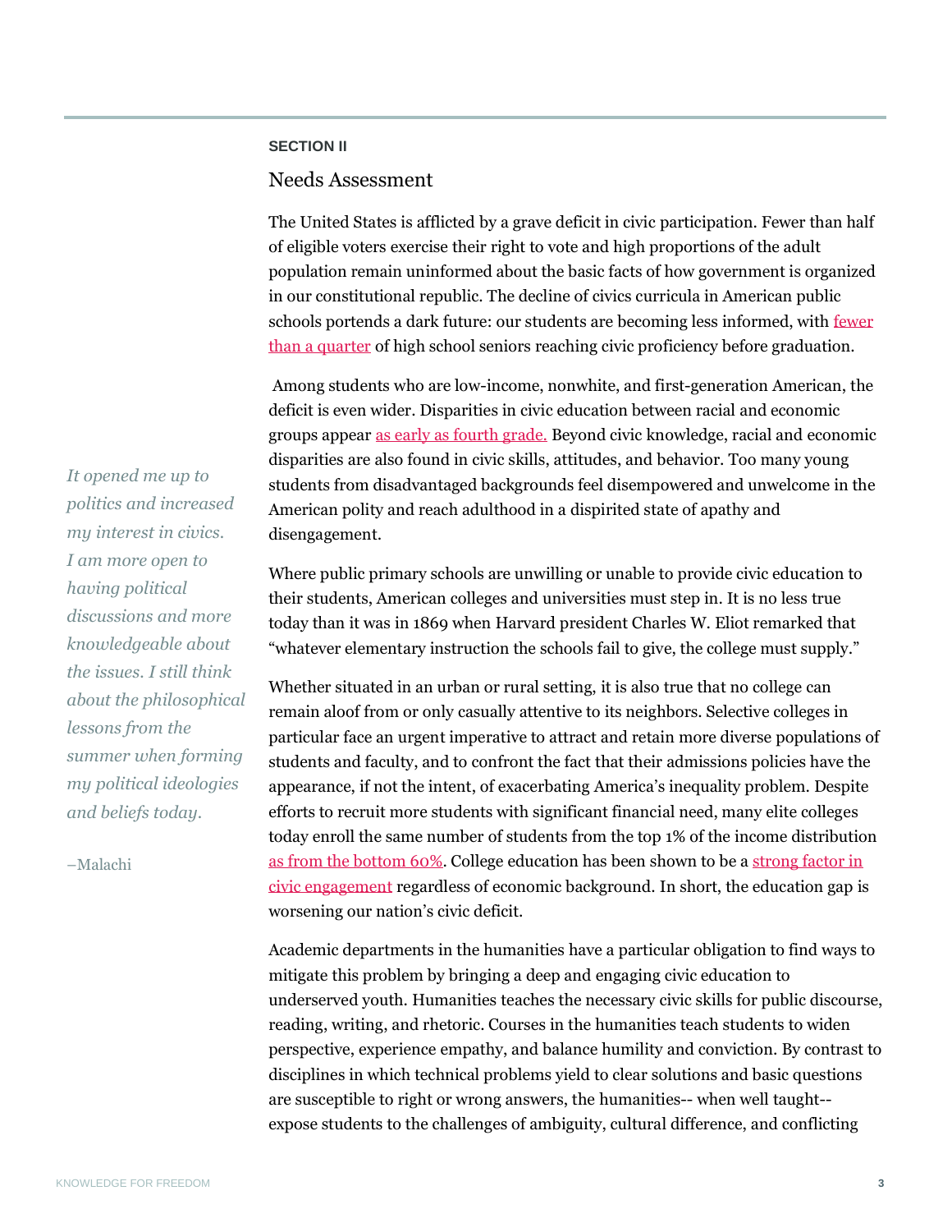SECTION II

## Needs Assessment

The United States is afflicted by a grave deficit in civic participation. Fewer than half of eligible voters exercise their right to vote and high proportions of the adult population remain uninformed about the basic facts of how government is organized in our constitutional republic. The decline of civics curricula in American public schools portends a dark future: our students are becoming less informed, with fewer than a quarter of high school seniors reaching civic proficiency before graduation.

Among students who are low-income, nonwhite, and first-generation American, the deficit is even wider. Disparities in civic education between racial and economic groups appear as early as fourth grade. Beyond civic knowledge, racial and economic disparities are also found in civic skills, attitudes, and behavior. Too many young students from disadvantaged backgrounds feel disempowered and unwelcome in the American polity and reach adulthood in a dispirited state of apathy and disengagement.

> *It opened me up to politics and increased my interest in civics. I am more open to having political discussions and more knowledgeable about the issues. I still think about the philosophical lessons from the summer when forming my political ideologies and beliefs today.*
>
> –Malachi

Where public primary schools are unwilling or unable to provide civic education to their students, American colleges and universities must step in. It is no less true today than it was in 1869 when Harvard president Charles W. Eliot remarked that "whatever elementary instruction the schools fail to give, the college must supply."

Whether situated in an urban or rural setting, it is also true that no college can remain aloof from or only casually attentive to its neighbors. Selective colleges in particular face an urgent imperative to attract and retain more diverse populations of students and faculty, and to confront the fact that their admissions policies have the appearance, if not the intent, of exacerbating America's inequality problem. Despite efforts to recruit more students with significant financial need, many elite colleges today enroll the same number of students from the top 1% of the income distribution as from the bottom 60%. College education has been shown to be a strong factor in civic engagement regardless of economic background. In short, the education gap is worsening our nation's civic deficit.

Academic departments in the humanities have a particular obligation to find ways to mitigate this problem by bringing a deep and engaging civic education to underserved youth. Humanities teaches the necessary civic skills for public discourse, reading, writing, and rhetoric. Courses in the humanities teach students to widen perspective, experience empathy, and balance humility and conviction. By contrast to disciplines in which technical problems yield to clear solutions and basic questions are susceptible to right or wrong answers, the humanities-- when well taught-- expose students to the challenges of ambiguity, cultural difference, and conflicting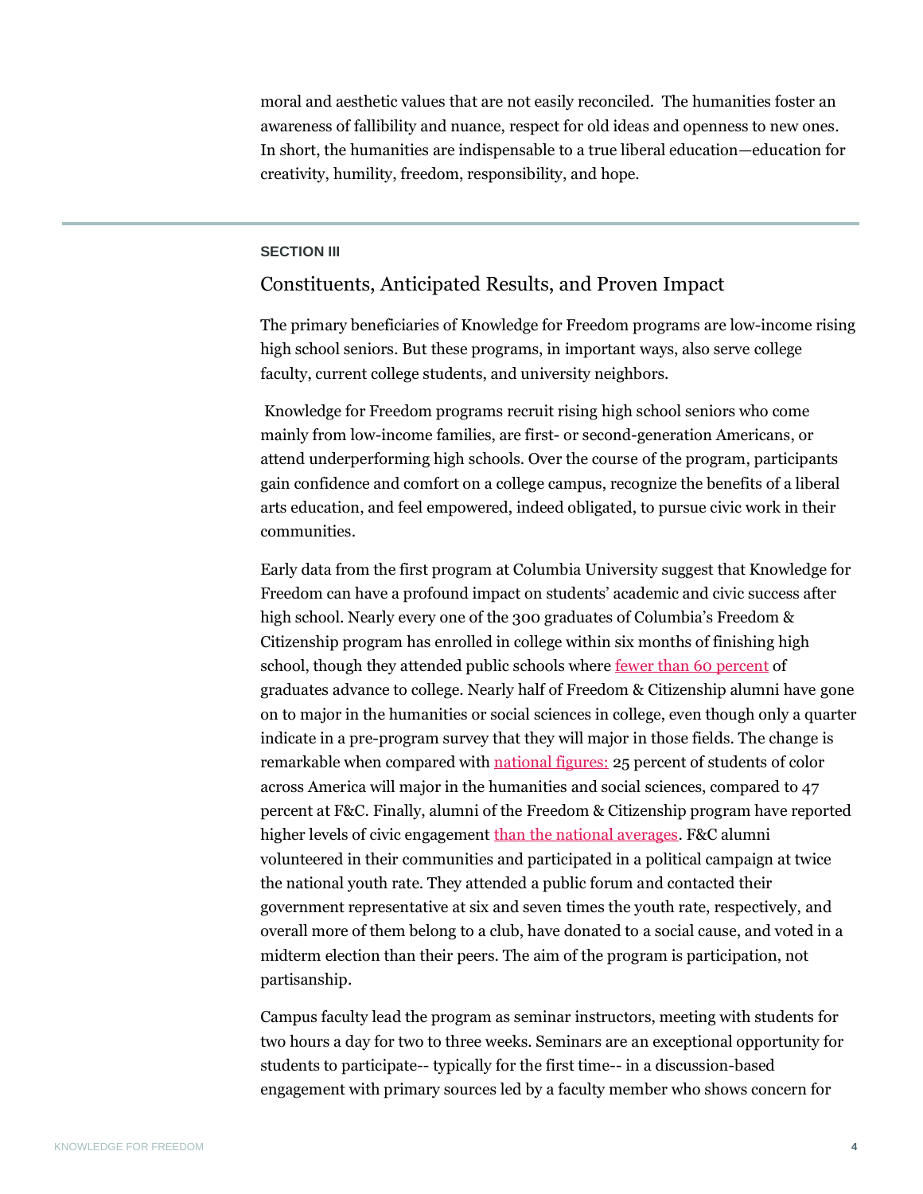moral and aesthetic values that are not easily reconciled. The humanities foster an awareness of fallibility and nuance, respect for old ideas and openness to new ones. In short, the humanities are indispensable to a true liberal education—education for creativity, humility, freedom, responsibility, and hope.

---

**SECTION III**

## Constituents, Anticipated Results, and Proven Impact

The primary beneficiaries of Knowledge for Freedom programs are low-income rising high school seniors. But these programs, in important ways, also serve college faculty, current college students, and university neighbors.

Knowledge for Freedom programs recruit rising high school seniors who come mainly from low-income families, are first- or second-generation Americans, or attend underperforming high schools. Over the course of the program, participants gain confidence and comfort on a college campus, recognize the benefits of a liberal arts education, and feel empowered, indeed obligated, to pursue civic work in their communities.

Early data from the first program at Columbia University suggest that Knowledge for Freedom can have a profound impact on students' academic and civic success after high school. Nearly every one of the 300 graduates of Columbia's Freedom & Citizenship program has enrolled in college within six months of finishing high school, though they attended public schools where fewer than 60 percent of graduates advance to college. Nearly half of Freedom & Citizenship alumni have gone on to major in the humanities or social sciences in college, even though only a quarter indicate in a pre-program survey that they will major in those fields. The change is remarkable when compared with national figures: 25 percent of students of color across America will major in the humanities and social sciences, compared to 47 percent at F&C. Finally, alumni of the Freedom & Citizenship program have reported higher levels of civic engagement than the national averages. F&C alumni volunteered in their communities and participated in a political campaign at twice the national youth rate. They attended a public forum and contacted their government representative at six and seven times the youth rate, respectively, and overall more of them belong to a club, have donated to a social cause, and voted in a midterm election than their peers. The aim of the program is participation, not partisanship.

Campus faculty lead the program as seminar instructors, meeting with students for two hours a day for two to three weeks. Seminars are an exceptional opportunity for students to participate-- typically for the first time-- in a discussion-based engagement with primary sources led by a faculty member who shows concern for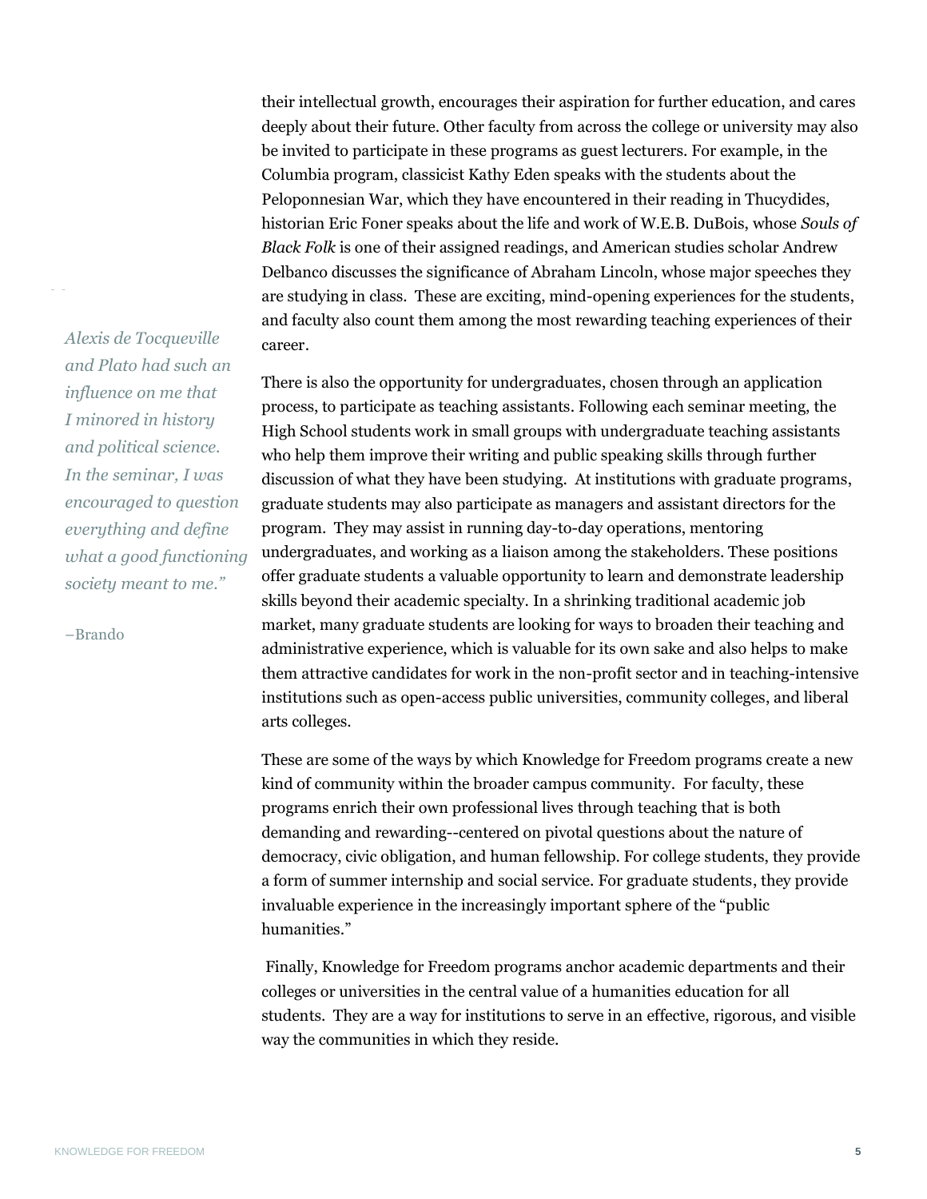their intellectual growth, encourages their aspiration for further education, and cares deeply about their future. Other faculty from across the college or university may also be invited to participate in these programs as guest lecturers. For example, in the Columbia program, classicist Kathy Eden speaks with the students about the Peloponnesian War, which they have encountered in their reading in Thucydides, historian Eric Foner speaks about the life and work of W.E.B. DuBois, whose *Souls of Black Folk* is one of their assigned readings, and American studies scholar Andrew Delbanco discusses the significance of Abraham Lincoln, whose major speeches they are studying in class. These are exciting, mind-opening experiences for the students, and faculty also count them among the most rewarding teaching experiences of their career.

> *Alexis de Tocqueville and Plato had such an influence on me that I minored in history and political science. In the seminar, I was encouraged to question everything and define what a good functioning society meant to me."*
>
> –Brando

There is also the opportunity for undergraduates, chosen through an application process, to participate as teaching assistants. Following each seminar meeting, the High School students work in small groups with undergraduate teaching assistants who help them improve their writing and public speaking skills through further discussion of what they have been studying. At institutions with graduate programs, graduate students may also participate as managers and assistant directors for the program. They may assist in running day-to-day operations, mentoring undergraduates, and working as a liaison among the stakeholders. These positions offer graduate students a valuable opportunity to learn and demonstrate leadership skills beyond their academic specialty. In a shrinking traditional academic job market, many graduate students are looking for ways to broaden their teaching and administrative experience, which is valuable for its own sake and also helps to make them attractive candidates for work in the non-profit sector and in teaching-intensive institutions such as open-access public universities, community colleges, and liberal arts colleges.

These are some of the ways by which Knowledge for Freedom programs create a new kind of community within the broader campus community. For faculty, these programs enrich their own professional lives through teaching that is both demanding and rewarding--centered on pivotal questions about the nature of democracy, civic obligation, and human fellowship. For college students, they provide a form of summer internship and social service. For graduate students, they provide invaluable experience in the increasingly important sphere of the "public humanities."

Finally, Knowledge for Freedom programs anchor academic departments and their colleges or universities in the central value of a humanities education for all students. They are a way for institutions to serve in an effective, rigorous, and visible way the communities in which they reside.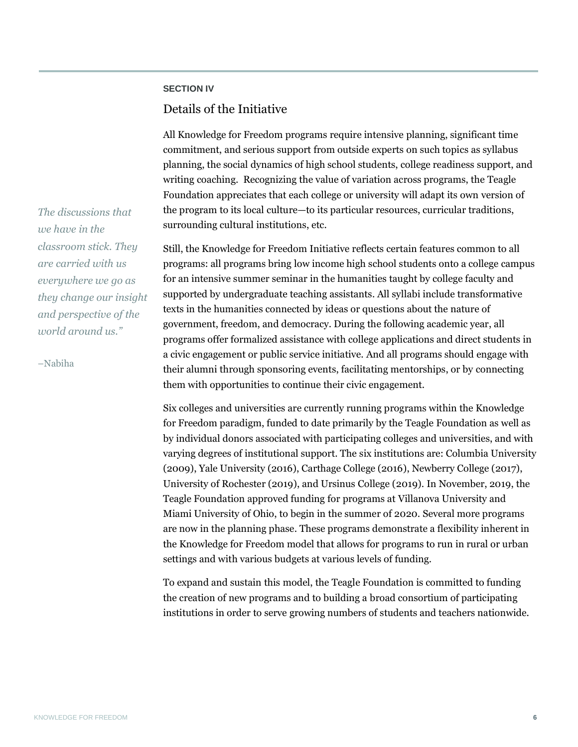**SECTION IV**

## Details of the Initiative

All Knowledge for Freedom programs require intensive planning, significant time commitment, and serious support from outside experts on such topics as syllabus planning, the social dynamics of high school students, college readiness support, and writing coaching. Recognizing the value of variation across programs, the Teagle Foundation appreciates that each college or university will adapt its own version of the program to its local culture—to its particular resources, curricular traditions, surrounding cultural institutions, etc.

*The discussions that we have in the classroom stick. They are carried with us everywhere we go as they change our insight and perspective of the world around us."*

–Nabiha

Still, the Knowledge for Freedom Initiative reflects certain features common to all programs: all programs bring low income high school students onto a college campus for an intensive summer seminar in the humanities taught by college faculty and supported by undergraduate teaching assistants. All syllabi include transformative texts in the humanities connected by ideas or questions about the nature of government, freedom, and democracy. During the following academic year, all programs offer formalized assistance with college applications and direct students in a civic engagement or public service initiative. And all programs should engage with their alumni through sponsoring events, facilitating mentorships, or by connecting them with opportunities to continue their civic engagement.

Six colleges and universities are currently running programs within the Knowledge for Freedom paradigm, funded to date primarily by the Teagle Foundation as well as by individual donors associated with participating colleges and universities, and with varying degrees of institutional support. The six institutions are: Columbia University (2009), Yale University (2016), Carthage College (2016), Newberry College (2017), University of Rochester (2019), and Ursinus College (2019). In November, 2019, the Teagle Foundation approved funding for programs at Villanova University and Miami University of Ohio, to begin in the summer of 2020. Several more programs are now in the planning phase. These programs demonstrate a flexibility inherent in the Knowledge for Freedom model that allows for programs to run in rural or urban settings and with various budgets at various levels of funding.

To expand and sustain this model, the Teagle Foundation is committed to funding the creation of new programs and to building a broad consortium of participating institutions in order to serve growing numbers of students and teachers nationwide.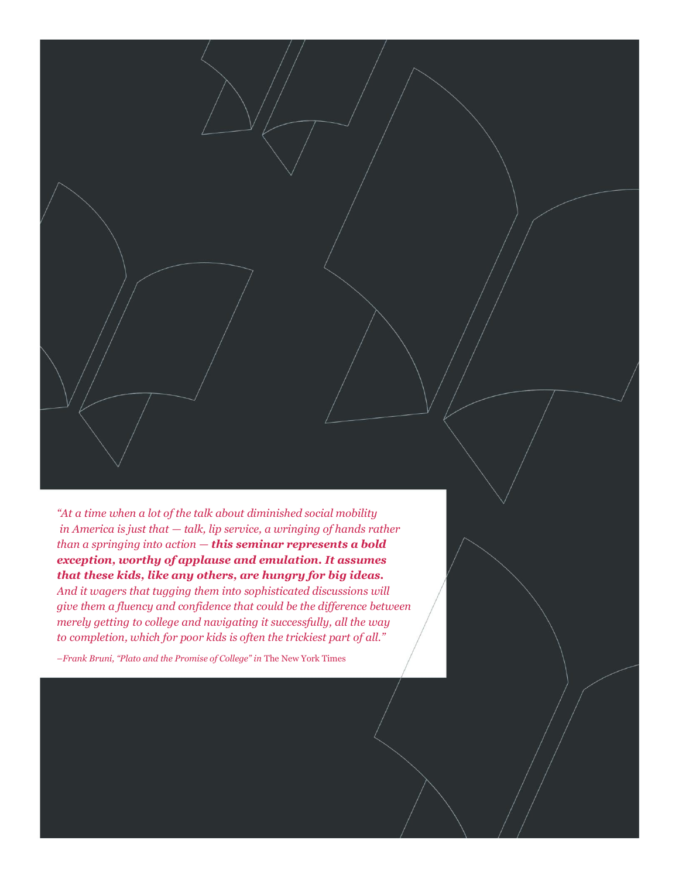*"At a time when a lot of the talk about diminished social mobility in America is just that — talk, lip service, a wringing of hands rather than a springing into action —* ***this seminar represents a bold exception, worthy of applause and emulation. It assumes that these kids, like any others, are hungry for big ideas.*** *And it wagers that tugging them into sophisticated discussions will give them a fluency and confidence that could be the difference between merely getting to college and navigating it successfully, all the way to completion, which for poor kids is often the trickiest part of all."*

*–Frank Bruni, "Plato and the Promise of College" in* The New York Times